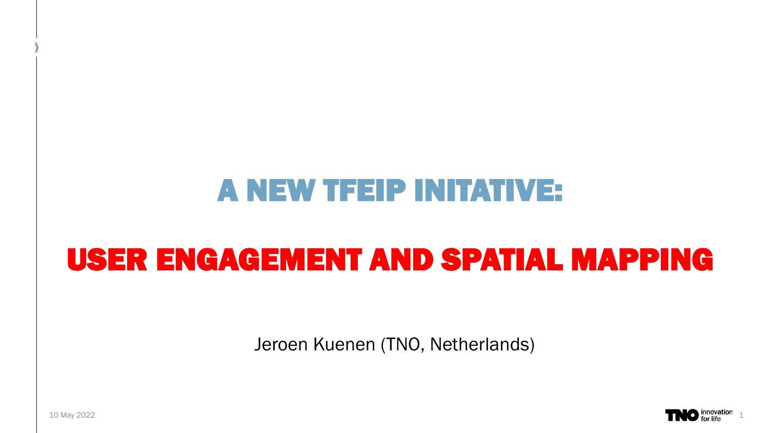# A NEW TFEIP INITATIVE:

# USER ENGAGEMENT AND SPATIAL MAPPING

Jeroen Kuenen (TNO, Netherlands)

10 May 2022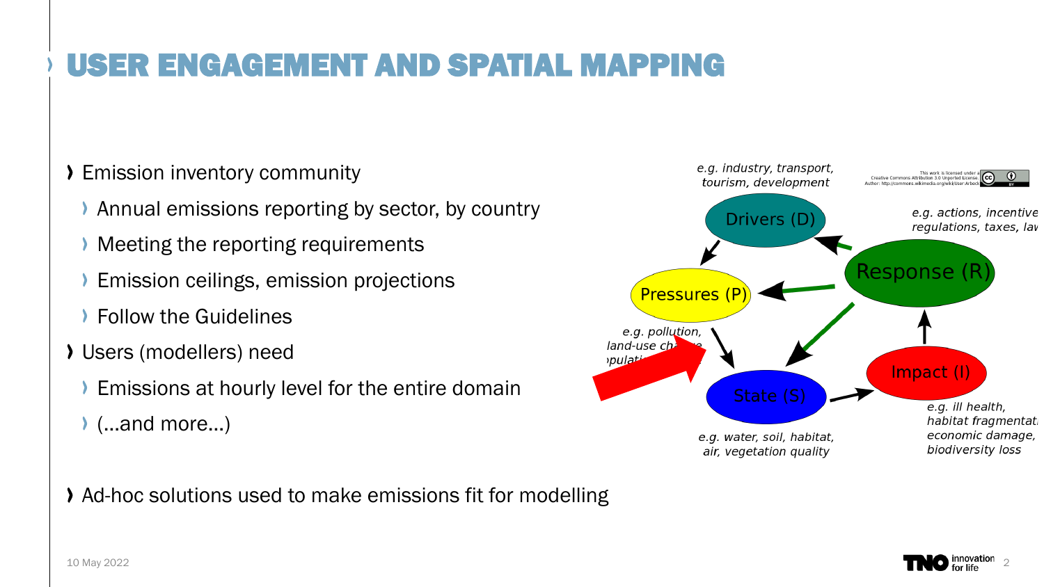# USER ENGAGEMENT AND SPATIAL MAPPING

- Emission inventory community
  - Annual emissions reporting by sector, by country
  - Meeting the reporting requirements
  - Emission ceilings, emission projections
  - Follow the Guidelines
- Users (modellers) need
  - Emissions at hourly level for the entire domain
  - (…and more…)

- Ad-hoc solutions used to make emissions fit for modelling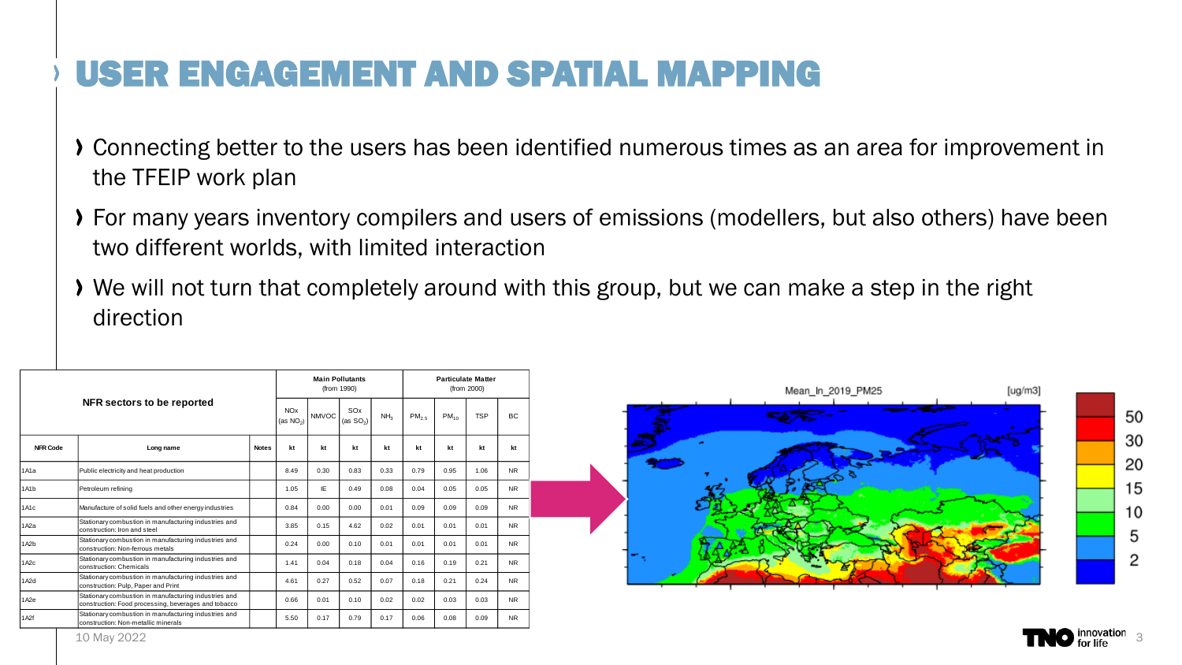# USER ENGAGEMENT AND SPATIAL MAPPING

- Connecting better to the users has been identified numerous times as an area for improvement in the TFEIP work plan
- For many years inventory compilers and users of emissions (modellers, but also others) have been two different worlds, with limited interaction
- We will not turn that completely around with this group, but we can make a step in the right direction

| NFR sectors to be reported | | | Main Pollutants (from 1990) | | | | Particulate Matter (from 2000) | | | |
|---|---|---|---|---|---|---|---|---|---|---|
| | | | NOx (as $NO_2$) | NMVOC | SOx (as $SO_2$) | $NH_3$ | $PM_{2.5}$ | $PM_{10}$ | TSP | BC |
| NFR Code | Long name | Notes | kt | kt | kt | kt | kt | kt | kt | kt |
| 1A1a | Public electricity and heat production | | 8.49 | 0.30 | 0.83 | 0.33 | 0.79 | 0.95 | 1.06 | NR |
| 1A1b | Petroleum refining | | 1.05 | IE | 0.49 | 0.08 | 0.04 | 0.05 | 0.05 | NR |
| 1A1c | Manufacture of solid fuels and other energy industries | | 0.84 | 0.00 | 0.00 | 0.01 | 0.09 | 0.09 | 0.09 | NR |
| 1A2a | Stationary combustion in manufacturing industries and construction: Iron and steel | | 3.85 | 0.15 | 4.62 | 0.02 | 0.01 | 0.01 | 0.01 | NR |
| 1A2b | Stationary combustion in manufacturing industries and construction: Non-ferrous metals | | 0.24 | 0.00 | 0.10 | 0.01 | 0.01 | 0.01 | 0.01 | NR |
| 1A2c | Stationary combustion in manufacturing industries and construction: Chemicals | | 1.41 | 0.04 | 0.18 | 0.04 | 0.16 | 0.19 | 0.21 | NR |
| 1A2d | Stationary combustion in manufacturing industries and construction: Pulp, Paper and Print | | 4.61 | 0.27 | 0.52 | 0.07 | 0.18 | 0.21 | 0.24 | NR |
| 1A2e | Stationary combustion in manufacturing industries and construction: Food processing, beverages and tobacco | | 0.66 | 0.01 | 0.10 | 0.02 | 0.02 | 0.03 | 0.03 | NR |
| 1A2f | Stationary combustion in manufacturing industries and construction: Non-metallic minerals | | 5.50 | 0.17 | 0.79 | 0.17 | 0.06 | 0.08 | 0.09 | NR |

Mean_ln_2019_PM25 [ug/m3]

10 May 2022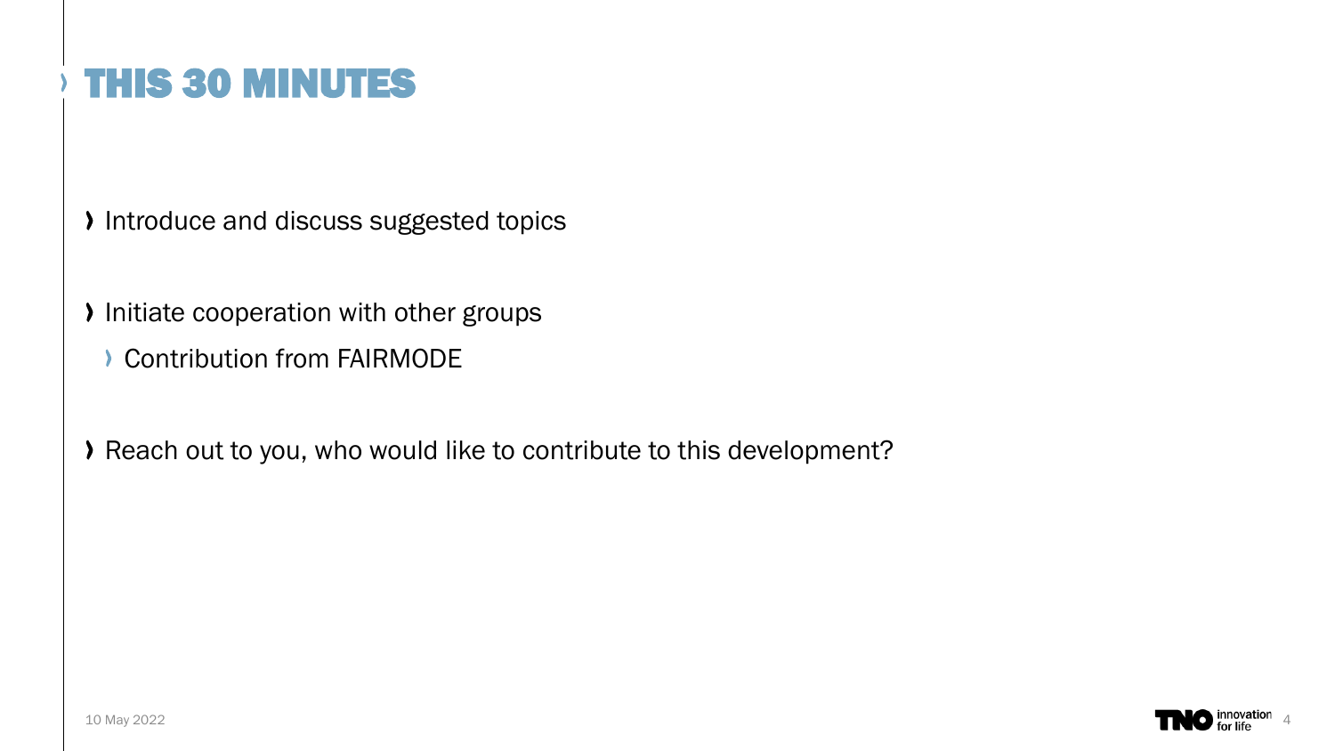# THIS 30 MINUTES

- Introduce and discuss suggested topics
- Initiate cooperation with other groups
  - Contribution from FAIRMODE
- Reach out to you, who would like to contribute to this development?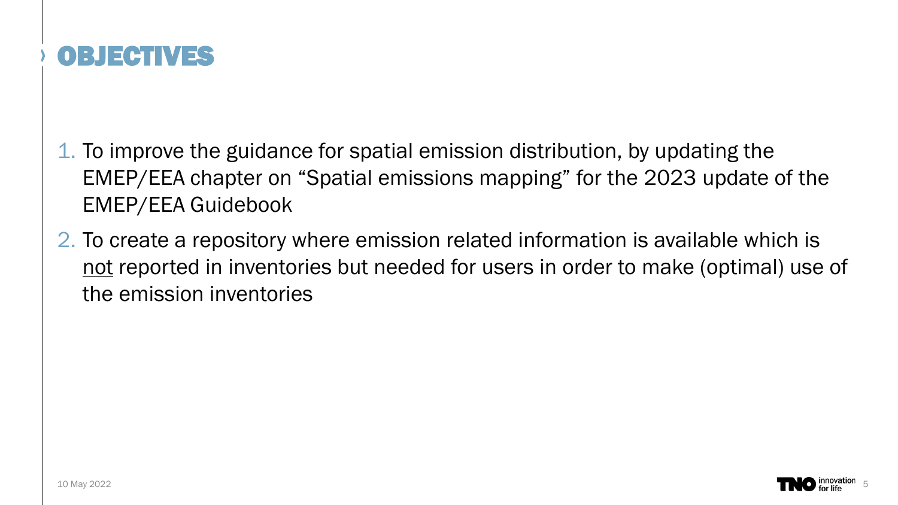# OBJECTIVES

1. To improve the guidance for spatial emission distribution, by updating the EMEP/EEA chapter on “Spatial emissions mapping” for the 2023 update of the EMEP/EEA Guidebook
2. To create a repository where emission related information is available which is <u>not</u> reported in inventories but needed for users in order to make (optimal) use of the emission inventories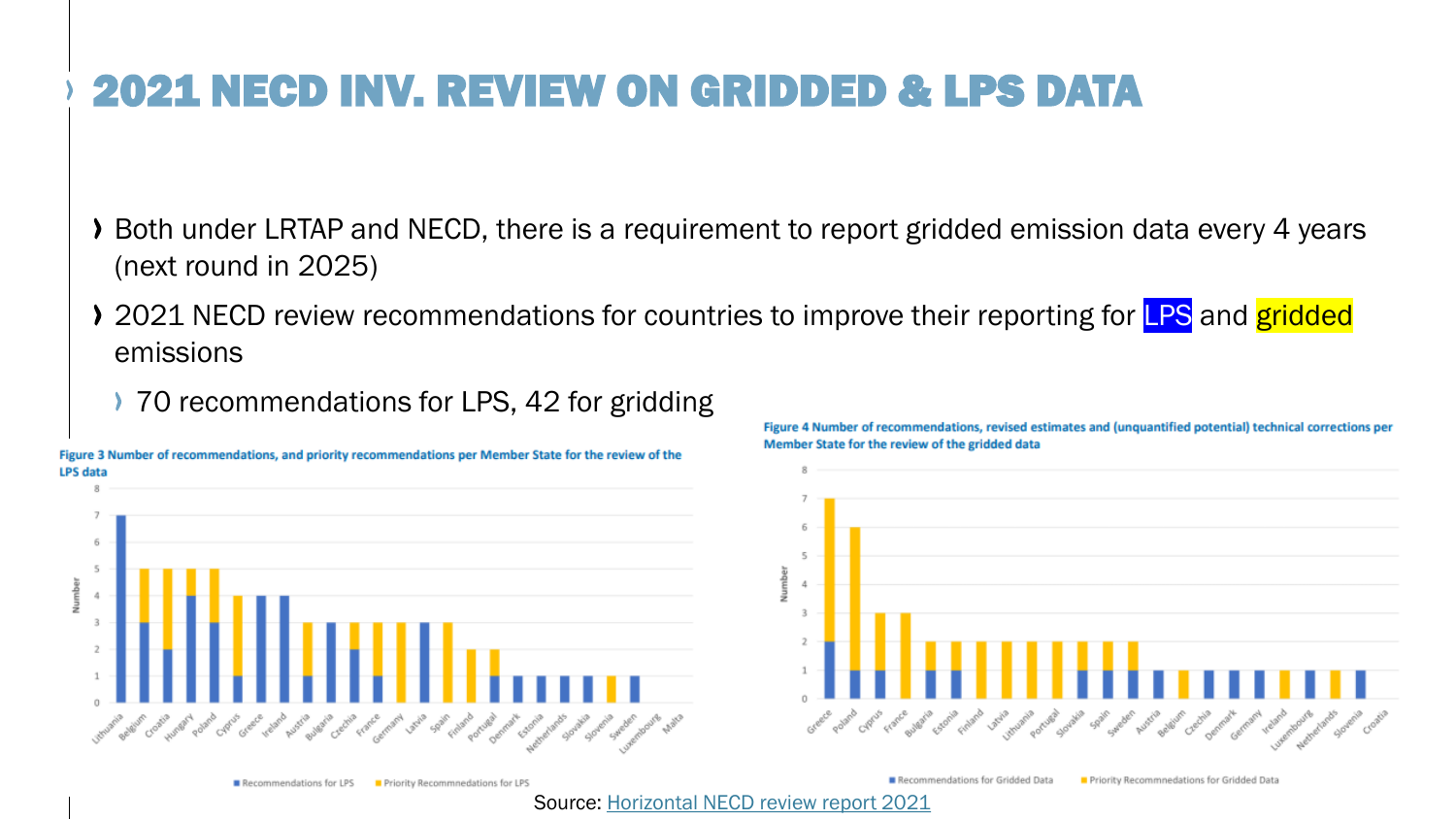# 2021 NECD INV. REVIEW ON GRIDDED & LPS DATA

- Both under LRTAP and NECD, there is a requirement to report gridded emission data every 4 years (next round in 2025)
- 2021 NECD review recommendations for countries to improve their reporting for LPS and gridded emissions
  - 70 recommendations for LPS, 42 for gridding

**Figure 3 Number of recommendations, and priority recommendations per Member State for the review of the LPS data**

**Figure 4 Number of recommendations, revised estimates and (unquantified potential) technical corrections per Member State for the review of the gridded data**

Source: Horizontal NECD review report 2021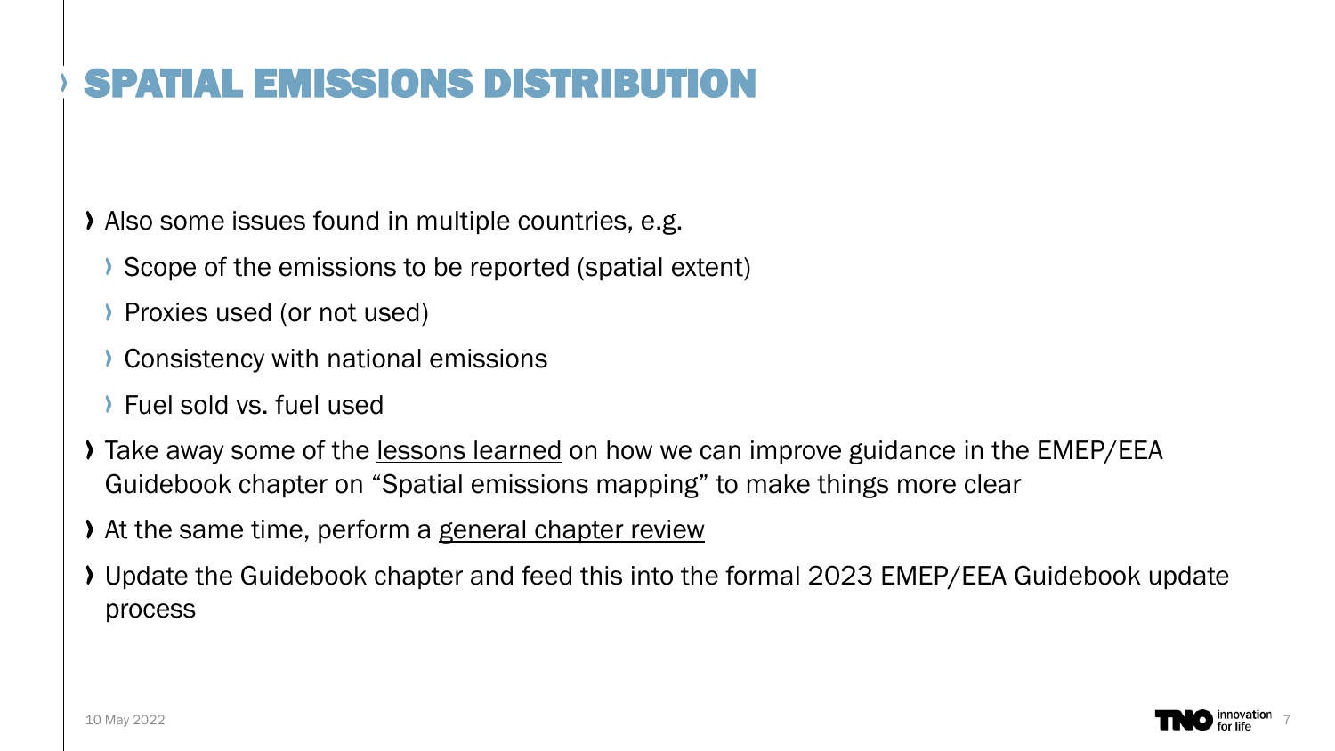# SPATIAL EMISSIONS DISTRIBUTION

- Also some issues found in multiple countries, e.g.
  - Scope of the emissions to be reported (spatial extent)
  - Proxies used (or not used)
  - Consistency with national emissions
  - Fuel sold vs. fuel used
- Take away some of the lessons learned on how we can improve guidance in the EMEP/EEA Guidebook chapter on "Spatial emissions mapping" to make things more clear
- At the same time, perform a general chapter review
- Update the Guidebook chapter and feed this into the formal 2023 EMEP/EEA Guidebook update process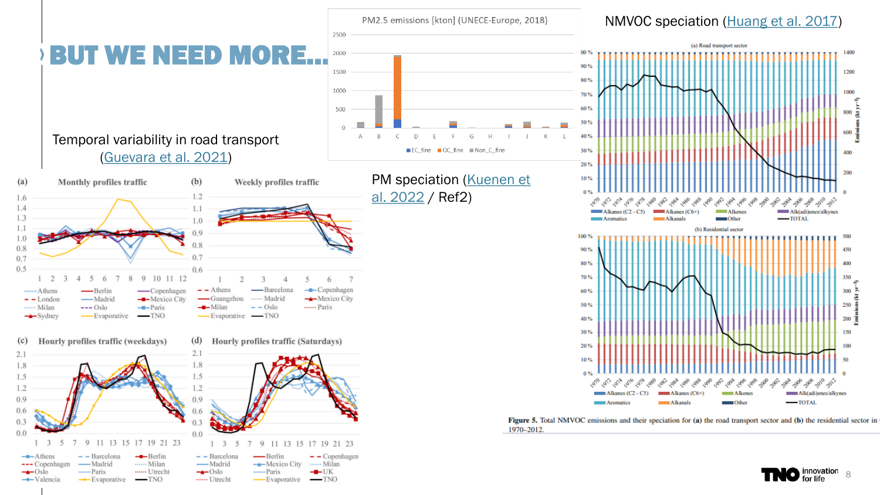# BUT WE NEED MORE...

Temporal variability in road transport (Guevara et al. 2021)

PM speciation (Kuenen et al. 2022 / Ref2)

NMVOC speciation (Huang et al. 2017)

Figure 5. Total NMVOC emissions and their speciation for (a) the road transport sector and (b) the residential sector in 1970–2012.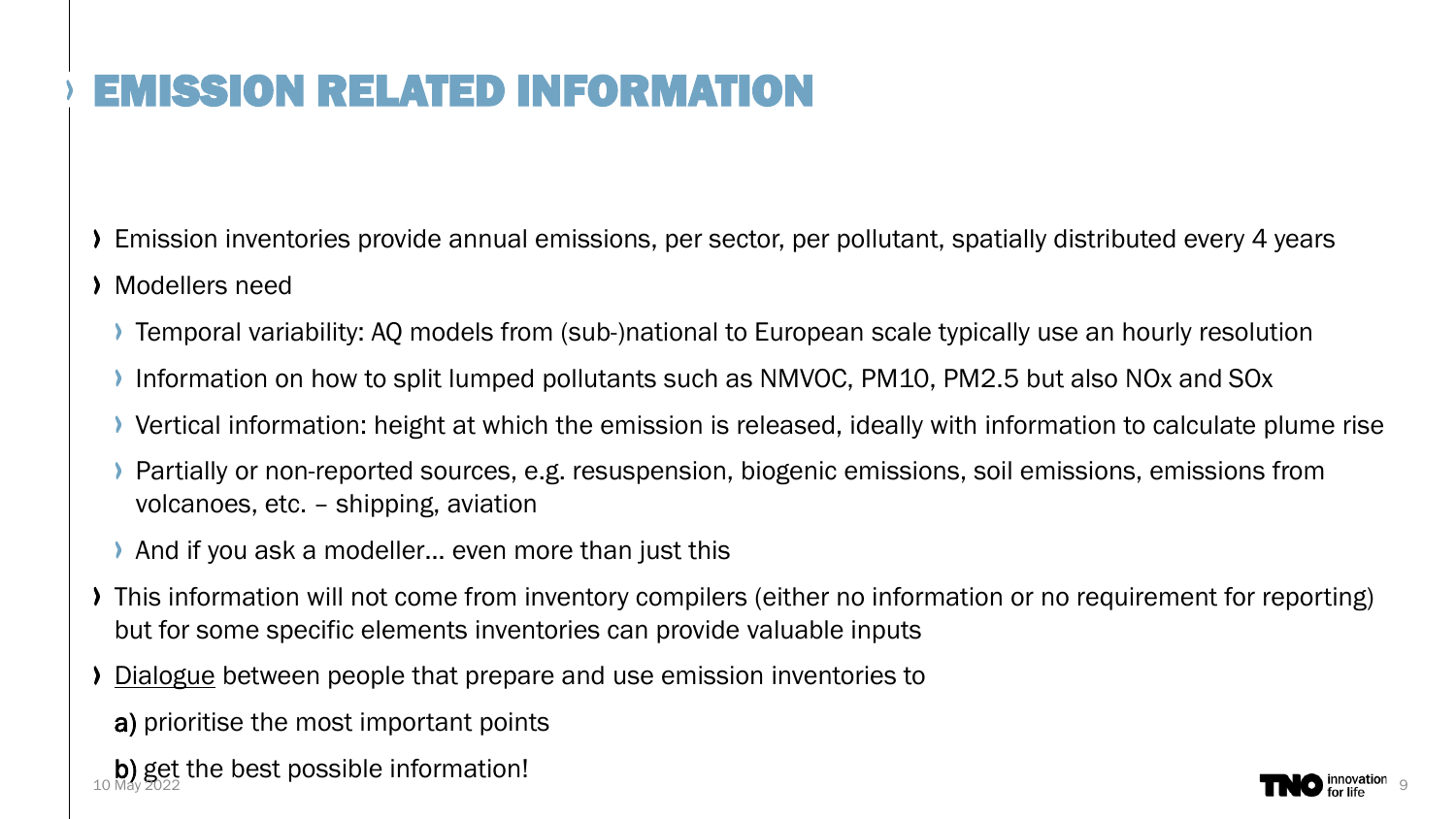# EMISSION RELATED INFORMATION

- Emission inventories provide annual emissions, per sector, per pollutant, spatially distributed every 4 years
- Modellers need
  - Temporal variability: AQ models from (sub-)national to European scale typically use an hourly resolution
  - Information on how to split lumped pollutants such as NMVOC, PM10, PM2.5 but also NOx and SOx
  - Vertical information: height at which the emission is released, ideally with information to calculate plume rise
  - Partially or non-reported sources, e.g. resuspension, biogenic emissions, soil emissions, emissions from volcanoes, etc. – shipping, aviation
  - And if you ask a modeller… even more than just this
- This information will not come from inventory compilers (either no information or no requirement for reporting) but for some specific elements inventories can provide valuable inputs
- <u>Dialogue</u> between people that prepare and use emission inventories to

  **a)** prioritise the most important points

  **b)** get the best possible information!

10 May 2022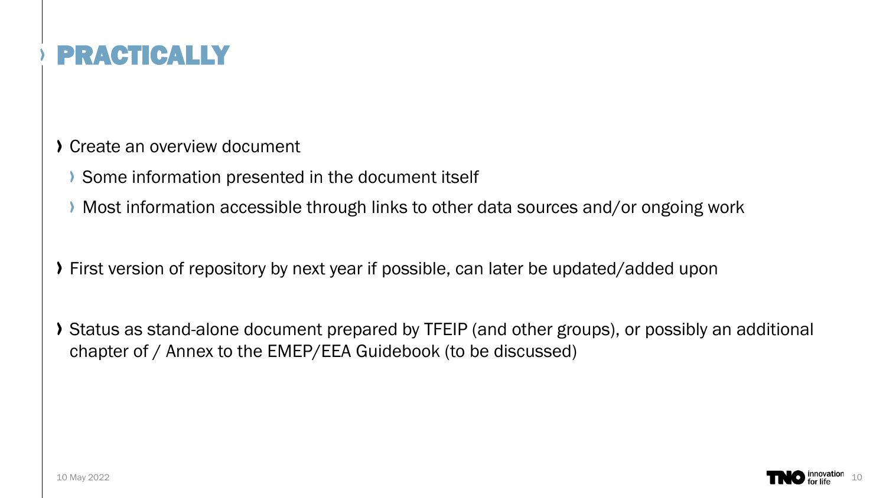# PRACTICALLY

- Create an overview document
  - Some information presented in the document itself
  - Most information accessible through links to other data sources and/or ongoing work

- First version of repository by next year if possible, can later be updated/added upon

- Status as stand-alone document prepared by TFEIP (and other groups), or possibly an additional chapter of / Annex to the EMEP/EEA Guidebook (to be discussed)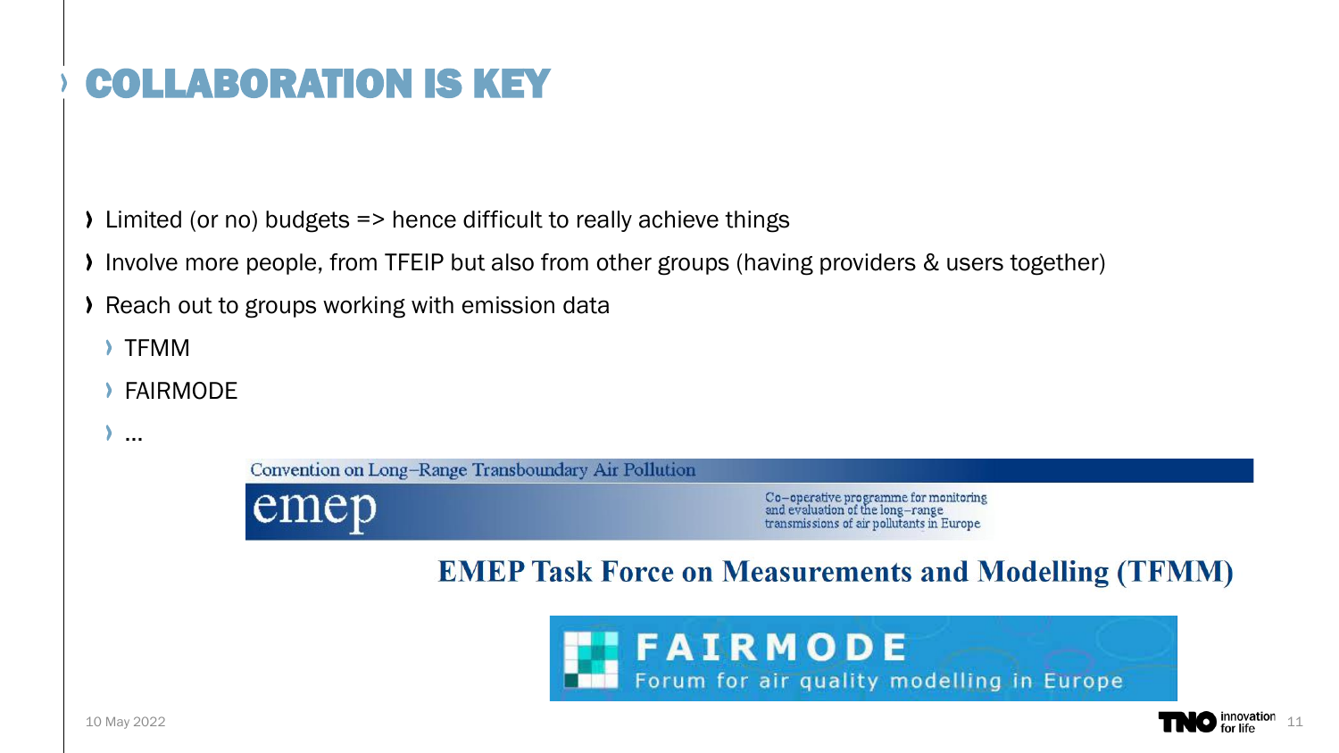# COLLABORATION IS KEY

- Limited (or no) budgets => hence difficult to really achieve things
- Involve more people, from TFEIP but also from other groups (having providers & users together)
- Reach out to groups working with emission data
  - TFMM
  - FAIRMODE
  - …

Convention on Long–Range Transboundary Air Pollution

emep

Co–operative programme for monitoring and evaluation of the long–range transmissions of air pollutants in Europe

**EMEP Task Force on Measurements and Modelling (TFMM)**

FAIRMODE

Forum for air quality modelling in Europe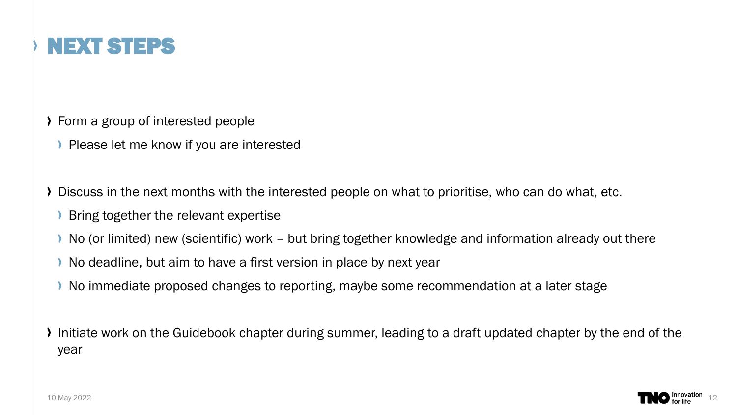# NEXT STEPS

- Form a group of interested people
  - Please let me know if you are interested

- Discuss in the next months with the interested people on what to prioritise, who can do what, etc.
  - Bring together the relevant expertise
  - No (or limited) new (scientific) work – but bring together knowledge and information already out there
  - No deadline, but aim to have a first version in place by next year
  - No immediate proposed changes to reporting, maybe some recommendation at a later stage

- Initiate work on the Guidebook chapter during summer, leading to a draft updated chapter by the end of the year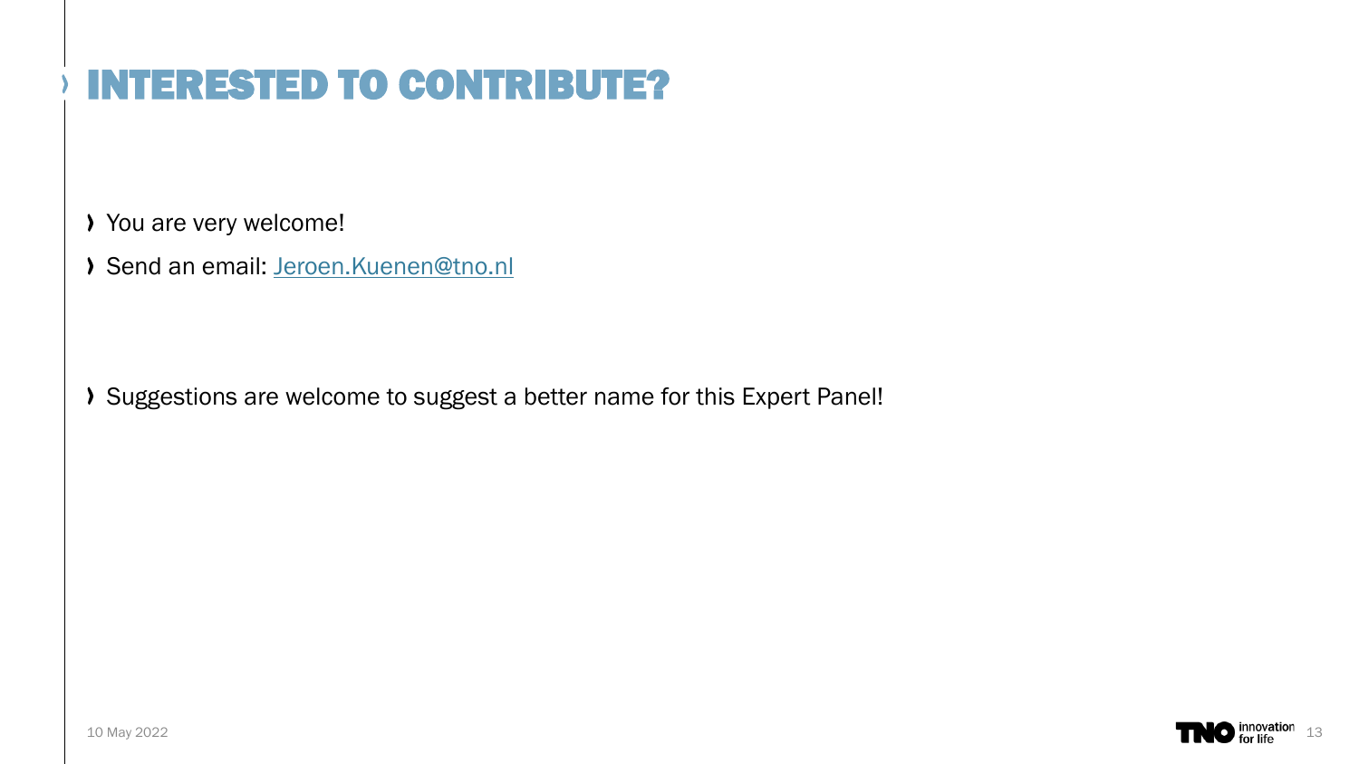# INTERESTED TO CONTRIBUTE?

- You are very welcome!
- Send an email: Jeroen.Kuenen@tno.nl

- Suggestions are welcome to suggest a better name for this Expert Panel!